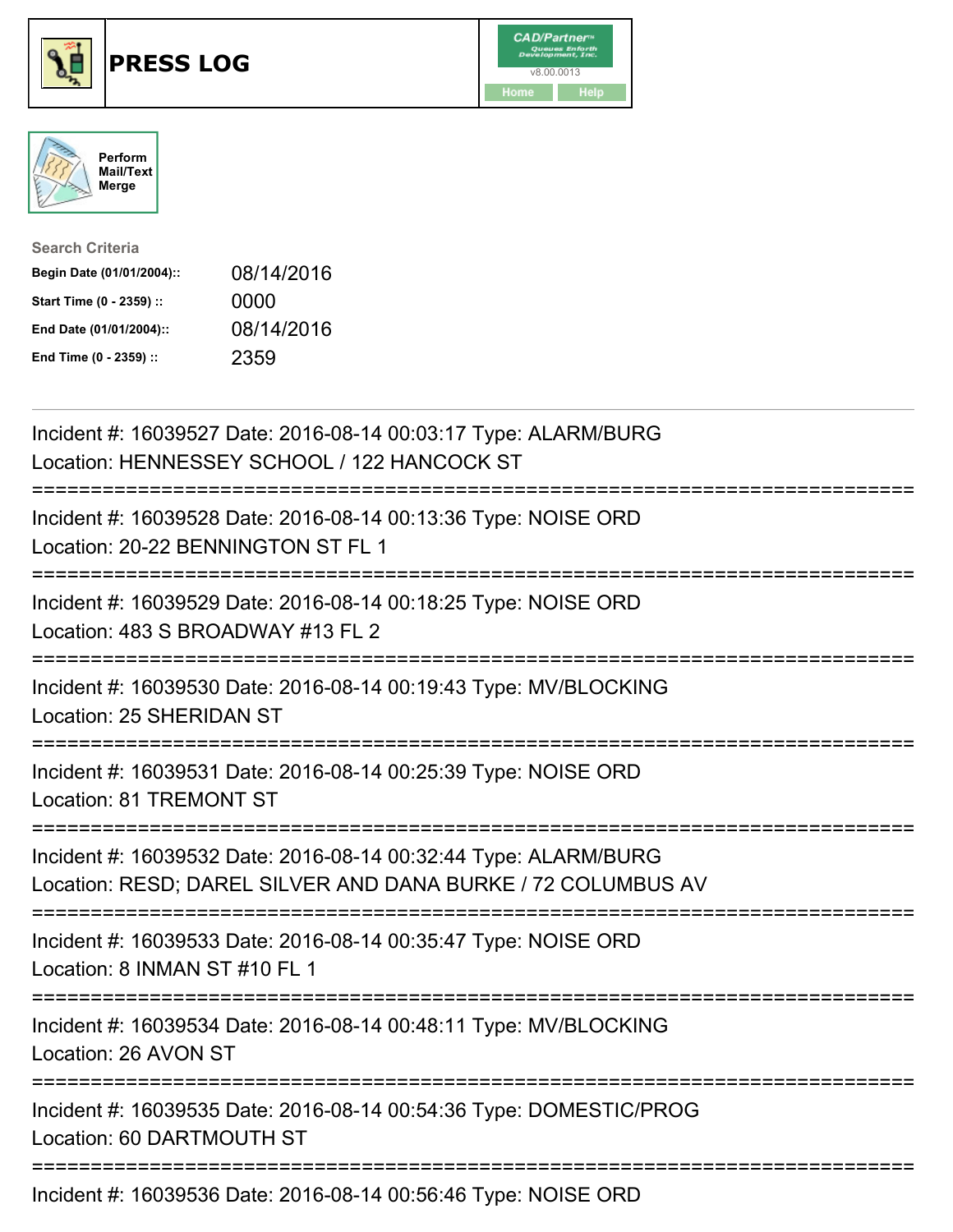# PRESS LOG

CAD/Partner
v8.00.0013
Home Help

Perform Mail/Text Merge

**Search Criteria**

| | |
|---|---|
| **Begin Date (01/01/2004)::** | 08/14/2016 |
| **Start Time (0 - 2359) ::** | 0000 |
| **End Date (01/01/2004)::** | 08/14/2016 |
| **End Time (0 - 2359) ::** | 2359 |

---

Incident #: 16039527 Date: 2016-08-14 00:03:17 Type: ALARM/BURG
Location: HENNESSEY SCHOOL / 122 HANCOCK ST

===========================================================================

Incident #: 16039528 Date: 2016-08-14 00:13:36 Type: NOISE ORD
Location: 20-22 BENNINGTON ST FL 1

===========================================================================

Incident #: 16039529 Date: 2016-08-14 00:18:25 Type: NOISE ORD
Location: 483 S BROADWAY #13 FL 2

===========================================================================

Incident #: 16039530 Date: 2016-08-14 00:19:43 Type: MV/BLOCKING
Location: 25 SHERIDAN ST

===========================================================================

Incident #: 16039531 Date: 2016-08-14 00:25:39 Type: NOISE ORD
Location: 81 TREMONT ST

===========================================================================

Incident #: 16039532 Date: 2016-08-14 00:32:44 Type: ALARM/BURG
Location: RESD; DAREL SILVER AND DANA BURKE / 72 COLUMBUS AV

===========================================================================

Incident #: 16039533 Date: 2016-08-14 00:35:47 Type: NOISE ORD
Location: 8 INMAN ST #10 FL 1

===========================================================================

Incident #: 16039534 Date: 2016-08-14 00:48:11 Type: MV/BLOCKING
Location: 26 AVON ST

===========================================================================

Incident #: 16039535 Date: 2016-08-14 00:54:36 Type: DOMESTIC/PROG
Location: 60 DARTMOUTH ST

===========================================================================

Incident #: 16039536 Date: 2016-08-14 00:56:46 Type: NOISE ORD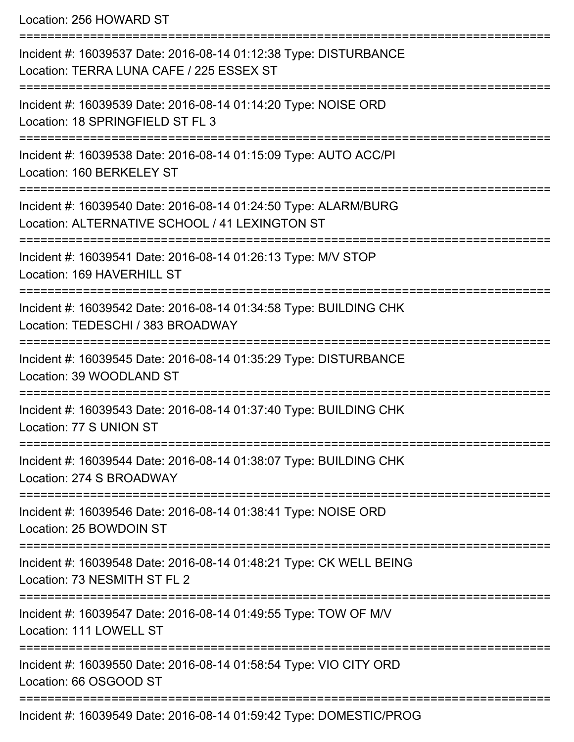Location: 256 HOWARD ST

===========================================================================

Incident #: 16039537 Date: 2016-08-14 01:12:38 Type: DISTURBANCE
Location: TERRA LUNA CAFE / 225 ESSEX ST

===========================================================================

Incident #: 16039539 Date: 2016-08-14 01:14:20 Type: NOISE ORD
Location: 18 SPRINGFIELD ST FL 3

===========================================================================

Incident #: 16039538 Date: 2016-08-14 01:15:09 Type: AUTO ACC/PI
Location: 160 BERKELEY ST

===========================================================================

Incident #: 16039540 Date: 2016-08-14 01:24:50 Type: ALARM/BURG
Location: ALTERNATIVE SCHOOL / 41 LEXINGTON ST

===========================================================================

Incident #: 16039541 Date: 2016-08-14 01:26:13 Type: M/V STOP
Location: 169 HAVERHILL ST

===========================================================================

Incident #: 16039542 Date: 2016-08-14 01:34:58 Type: BUILDING CHK
Location: TEDESCHI / 383 BROADWAY

===========================================================================

Incident #: 16039545 Date: 2016-08-14 01:35:29 Type: DISTURBANCE
Location: 39 WOODLAND ST

===========================================================================

Incident #: 16039543 Date: 2016-08-14 01:37:40 Type: BUILDING CHK
Location: 77 S UNION ST

===========================================================================

Incident #: 16039544 Date: 2016-08-14 01:38:07 Type: BUILDING CHK
Location: 274 S BROADWAY

===========================================================================

Incident #: 16039546 Date: 2016-08-14 01:38:41 Type: NOISE ORD
Location: 25 BOWDOIN ST

===========================================================================

Incident #: 16039548 Date: 2016-08-14 01:48:21 Type: CK WELL BEING
Location: 73 NESMITH ST FL 2

===========================================================================

Incident #: 16039547 Date: 2016-08-14 01:49:55 Type: TOW OF M/V
Location: 111 LOWELL ST

===========================================================================

Incident #: 16039550 Date: 2016-08-14 01:58:54 Type: VIO CITY ORD
Location: 66 OSGOOD ST

===========================================================================

Incident #: 16039549 Date: 2016-08-14 01:59:42 Type: DOMESTIC/PROG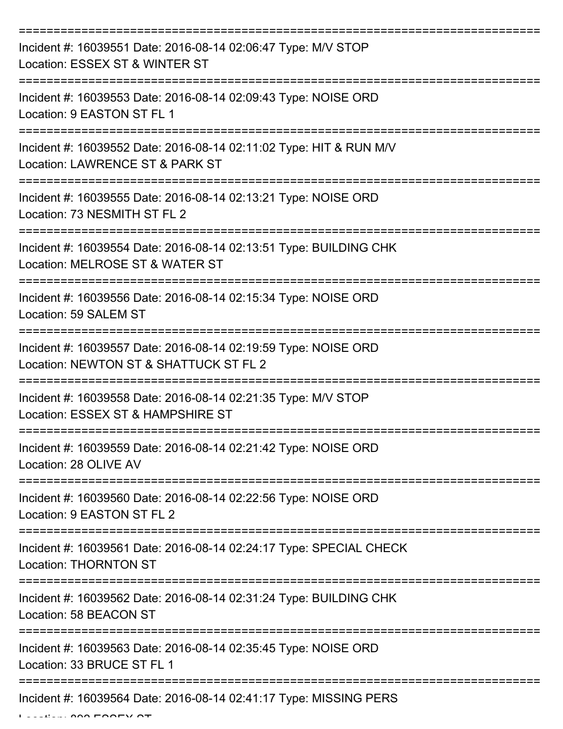===========================================================================

Incident #: 16039551 Date: 2016-08-14 02:06:47 Type: M/V STOP
Location: ESSEX ST & WINTER ST

===========================================================================

Incident #: 16039553 Date: 2016-08-14 02:09:43 Type: NOISE ORD
Location: 9 EASTON ST FL 1

===========================================================================

Incident #: 16039552 Date: 2016-08-14 02:11:02 Type: HIT & RUN M/V
Location: LAWRENCE ST & PARK ST

===========================================================================

Incident #: 16039555 Date: 2016-08-14 02:13:21 Type: NOISE ORD
Location: 73 NESMITH ST FL 2

===========================================================================

Incident #: 16039554 Date: 2016-08-14 02:13:51 Type: BUILDING CHK
Location: MELROSE ST & WATER ST

===========================================================================

Incident #: 16039556 Date: 2016-08-14 02:15:34 Type: NOISE ORD
Location: 59 SALEM ST

===========================================================================

Incident #: 16039557 Date: 2016-08-14 02:19:59 Type: NOISE ORD
Location: NEWTON ST & SHATTUCK ST FL 2

===========================================================================

Incident #: 16039558 Date: 2016-08-14 02:21:35 Type: M/V STOP
Location: ESSEX ST & HAMPSHIRE ST

===========================================================================

Incident #: 16039559 Date: 2016-08-14 02:21:42 Type: NOISE ORD
Location: 28 OLIVE AV

===========================================================================

Incident #: 16039560 Date: 2016-08-14 02:22:56 Type: NOISE ORD
Location: 9 EASTON ST FL 2

===========================================================================

Incident #: 16039561 Date: 2016-08-14 02:24:17 Type: SPECIAL CHECK
Location: THORNTON ST

===========================================================================

Incident #: 16039562 Date: 2016-08-14 02:31:24 Type: BUILDING CHK
Location: 58 BEACON ST

===========================================================================

Incident #: 16039563 Date: 2016-08-14 02:35:45 Type: NOISE ORD
Location: 33 BRUCE ST FL 1

===========================================================================

Incident #: 16039564 Date: 2016-08-14 02:41:17 Type: MISSING PERS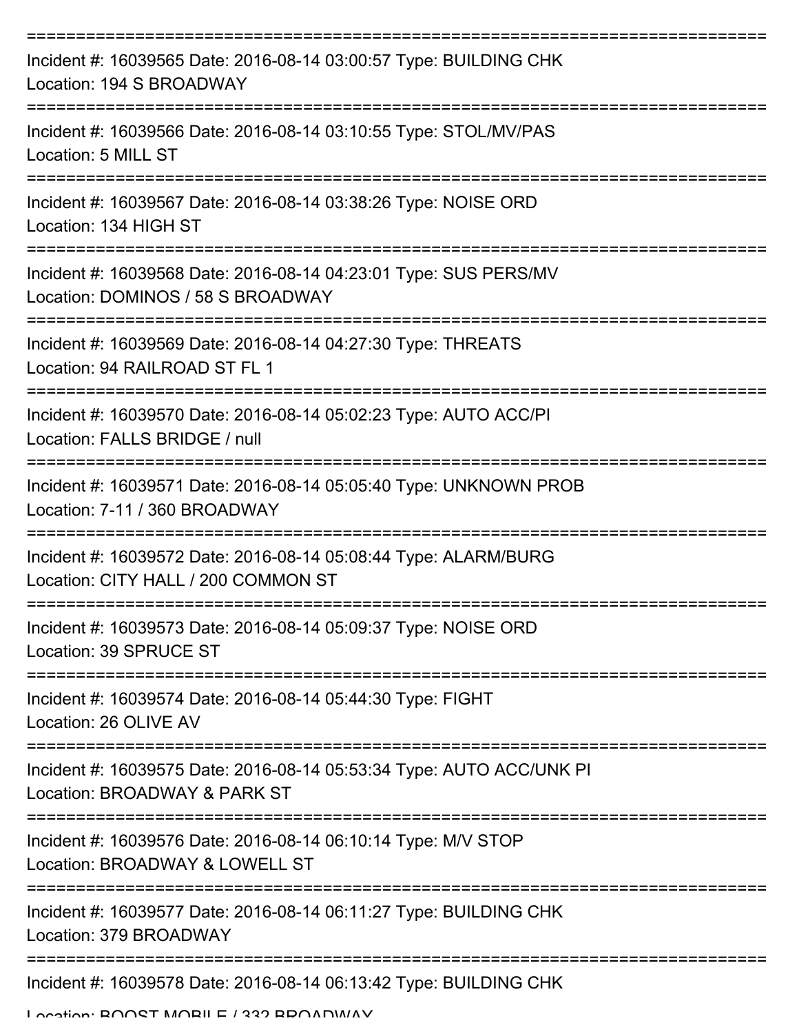===========================================================================

Incident #: 16039565 Date: 2016-08-14 03:00:57 Type: BUILDING CHK
Location: 194 S BROADWAY

===========================================================================

Incident #: 16039566 Date: 2016-08-14 03:10:55 Type: STOL/MV/PAS
Location: 5 MILL ST

===========================================================================

Incident #: 16039567 Date: 2016-08-14 03:38:26 Type: NOISE ORD
Location: 134 HIGH ST

===========================================================================

Incident #: 16039568 Date: 2016-08-14 04:23:01 Type: SUS PERS/MV
Location: DOMINOS / 58 S BROADWAY

===========================================================================

Incident #: 16039569 Date: 2016-08-14 04:27:30 Type: THREATS
Location: 94 RAILROAD ST FL 1

===========================================================================

Incident #: 16039570 Date: 2016-08-14 05:02:23 Type: AUTO ACC/PI
Location: FALLS BRIDGE / null

===========================================================================

Incident #: 16039571 Date: 2016-08-14 05:05:40 Type: UNKNOWN PROB
Location: 7-11 / 360 BROADWAY

===========================================================================

Incident #: 16039572 Date: 2016-08-14 05:08:44 Type: ALARM/BURG
Location: CITY HALL / 200 COMMON ST

===========================================================================

Incident #: 16039573 Date: 2016-08-14 05:09:37 Type: NOISE ORD
Location: 39 SPRUCE ST

===========================================================================

Incident #: 16039574 Date: 2016-08-14 05:44:30 Type: FIGHT
Location: 26 OLIVE AV

===========================================================================

Incident #: 16039575 Date: 2016-08-14 05:53:34 Type: AUTO ACC/UNK PI
Location: BROADWAY & PARK ST

===========================================================================

Incident #: 16039576 Date: 2016-08-14 06:10:14 Type: M/V STOP
Location: BROADWAY & LOWELL ST

===========================================================================

Incident #: 16039577 Date: 2016-08-14 06:11:27 Type: BUILDING CHK
Location: 379 BROADWAY

===========================================================================

Incident #: 16039578 Date: 2016-08-14 06:13:42 Type: BUILDING CHK
Location: BOOST MOBILE / 332 BROADWAY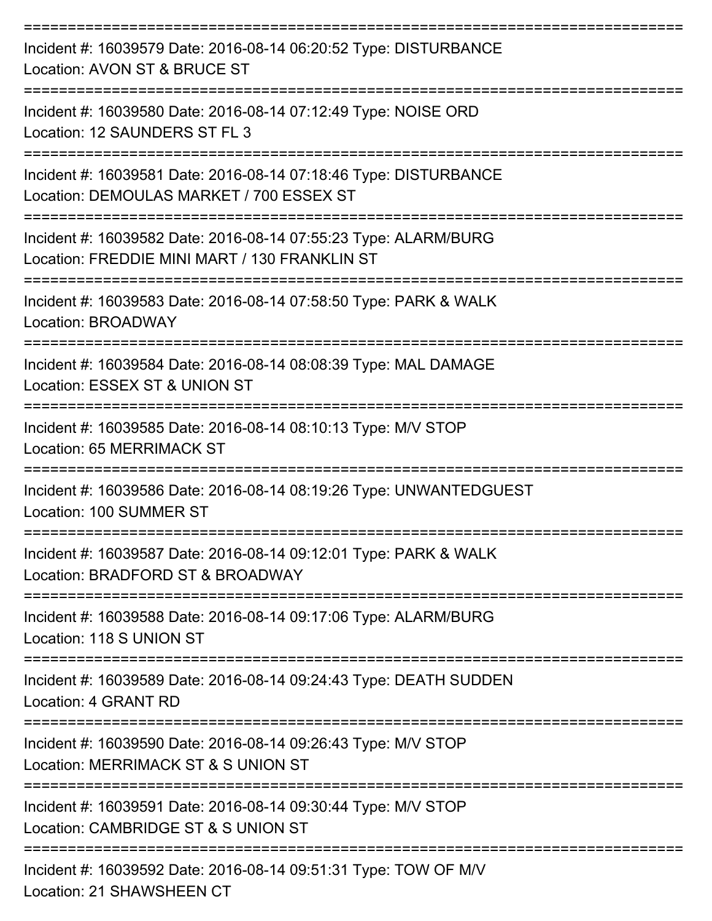Incident #: 16039579 Date: 2016-08-14 06:20:52 Type: DISTURBANCE
Location: AVON ST & BRUCE ST

Incident #: 16039580 Date: 2016-08-14 07:12:49 Type: NOISE ORD
Location: 12 SAUNDERS ST FL 3

Incident #: 16039581 Date: 2016-08-14 07:18:46 Type: DISTURBANCE
Location: DEMOULAS MARKET / 700 ESSEX ST

Incident #: 16039582 Date: 2016-08-14 07:55:23 Type: ALARM/BURG
Location: FREDDIE MINI MART / 130 FRANKLIN ST

Incident #: 16039583 Date: 2016-08-14 07:58:50 Type: PARK & WALK
Location: BROADWAY

Incident #: 16039584 Date: 2016-08-14 08:08:39 Type: MAL DAMAGE
Location: ESSEX ST & UNION ST

Incident #: 16039585 Date: 2016-08-14 08:10:13 Type: M/V STOP
Location: 65 MERRIMACK ST

Incident #: 16039586 Date: 2016-08-14 08:19:26 Type: UNWANTEDGUEST
Location: 100 SUMMER ST

Incident #: 16039587 Date: 2016-08-14 09:12:01 Type: PARK & WALK
Location: BRADFORD ST & BROADWAY

Incident #: 16039588 Date: 2016-08-14 09:17:06 Type: ALARM/BURG
Location: 118 S UNION ST

Incident #: 16039589 Date: 2016-08-14 09:24:43 Type: DEATH SUDDEN
Location: 4 GRANT RD

Incident #: 16039590 Date: 2016-08-14 09:26:43 Type: M/V STOP
Location: MERRIMACK ST & S UNION ST

Incident #: 16039591 Date: 2016-08-14 09:30:44 Type: M/V STOP
Location: CAMBRIDGE ST & S UNION ST

Incident #: 16039592 Date: 2016-08-14 09:51:31 Type: TOW OF M/V
Location: 21 SHAWSHEEN CT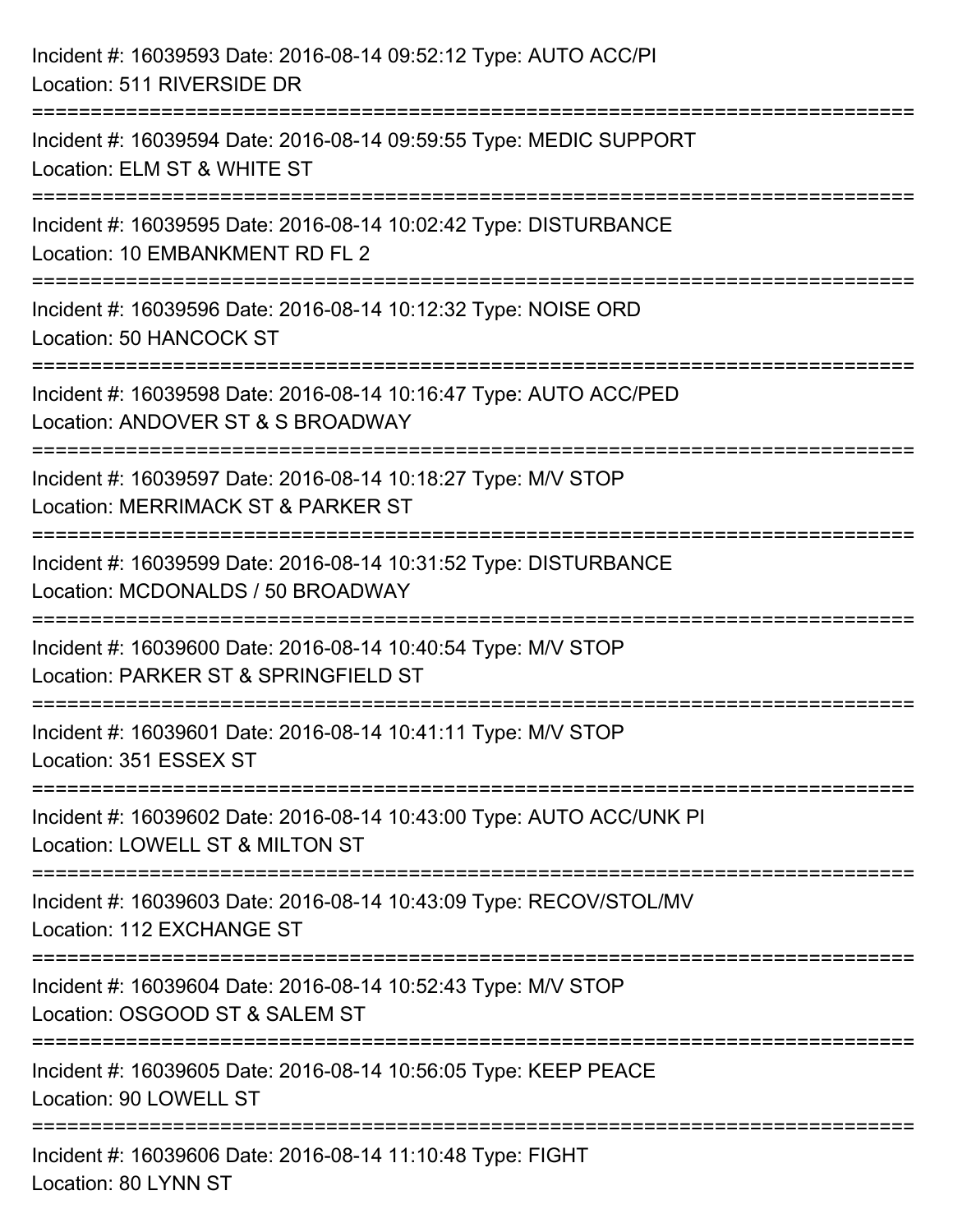Incident #: 16039593 Date: 2016-08-14 09:52:12 Type: AUTO ACC/PI
Location: 511 RIVERSIDE DR

===========================================================================

Incident #: 16039594 Date: 2016-08-14 09:59:55 Type: MEDIC SUPPORT
Location: ELM ST & WHITE ST

===========================================================================

Incident #: 16039595 Date: 2016-08-14 10:02:42 Type: DISTURBANCE
Location: 10 EMBANKMENT RD FL 2

===========================================================================

Incident #: 16039596 Date: 2016-08-14 10:12:32 Type: NOISE ORD
Location: 50 HANCOCK ST

===========================================================================

Incident #: 16039598 Date: 2016-08-14 10:16:47 Type: AUTO ACC/PED
Location: ANDOVER ST & S BROADWAY

===========================================================================

Incident #: 16039597 Date: 2016-08-14 10:18:27 Type: M/V STOP
Location: MERRIMACK ST & PARKER ST

===========================================================================

Incident #: 16039599 Date: 2016-08-14 10:31:52 Type: DISTURBANCE
Location: MCDONALDS / 50 BROADWAY

===========================================================================

Incident #: 16039600 Date: 2016-08-14 10:40:54 Type: M/V STOP
Location: PARKER ST & SPRINGFIELD ST

===========================================================================

Incident #: 16039601 Date: 2016-08-14 10:41:11 Type: M/V STOP
Location: 351 ESSEX ST

===========================================================================

Incident #: 16039602 Date: 2016-08-14 10:43:00 Type: AUTO ACC/UNK PI
Location: LOWELL ST & MILTON ST

===========================================================================

Incident #: 16039603 Date: 2016-08-14 10:43:09 Type: RECOV/STOL/MV
Location: 112 EXCHANGE ST

===========================================================================

Incident #: 16039604 Date: 2016-08-14 10:52:43 Type: M/V STOP
Location: OSGOOD ST & SALEM ST

===========================================================================

Incident #: 16039605 Date: 2016-08-14 10:56:05 Type: KEEP PEACE
Location: 90 LOWELL ST

===========================================================================

Incident #: 16039606 Date: 2016-08-14 11:10:48 Type: FIGHT
Location: 80 LYNN ST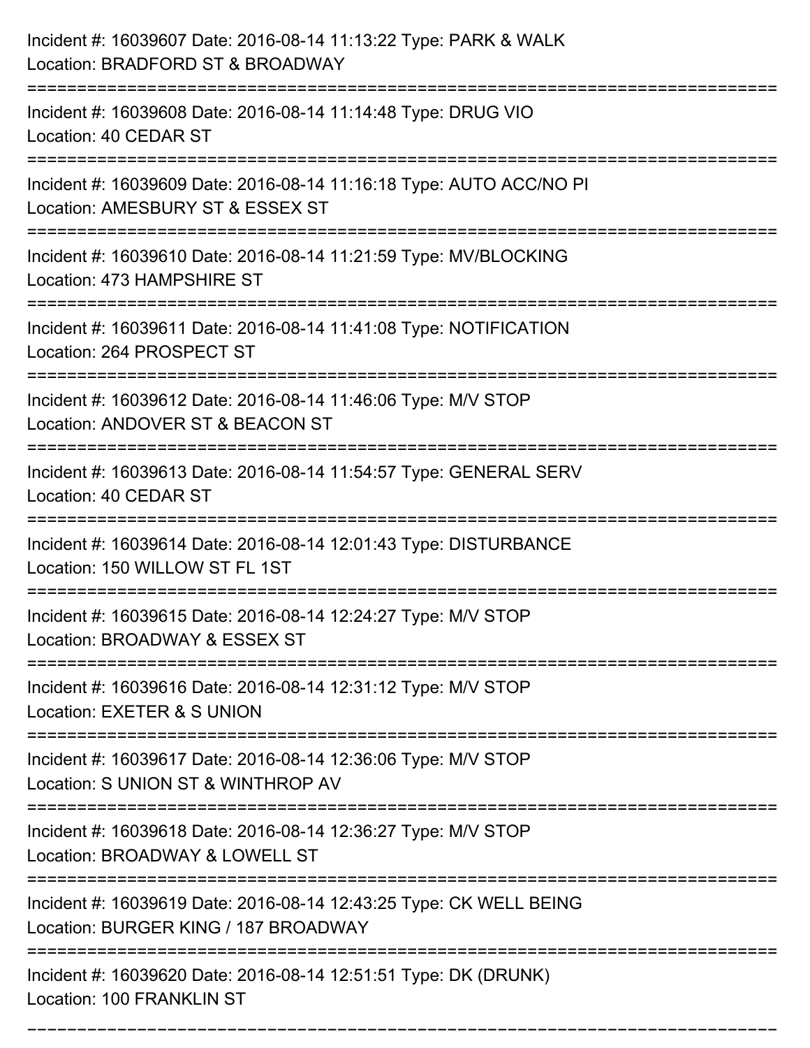Incident #: 16039607 Date: 2016-08-14 11:13:22 Type: PARK & WALK
Location: BRADFORD ST & BROADWAY

===========================================================================

Incident #: 16039608 Date: 2016-08-14 11:14:48 Type: DRUG VIO
Location: 40 CEDAR ST

===========================================================================

Incident #: 16039609 Date: 2016-08-14 11:16:18 Type: AUTO ACC/NO PI
Location: AMESBURY ST & ESSEX ST

===========================================================================

Incident #: 16039610 Date: 2016-08-14 11:21:59 Type: MV/BLOCKING
Location: 473 HAMPSHIRE ST

===========================================================================

Incident #: 16039611 Date: 2016-08-14 11:41:08 Type: NOTIFICATION
Location: 264 PROSPECT ST

===========================================================================

Incident #: 16039612 Date: 2016-08-14 11:46:06 Type: M/V STOP
Location: ANDOVER ST & BEACON ST

===========================================================================

Incident #: 16039613 Date: 2016-08-14 11:54:57 Type: GENERAL SERV
Location: 40 CEDAR ST

===========================================================================

Incident #: 16039614 Date: 2016-08-14 12:01:43 Type: DISTURBANCE
Location: 150 WILLOW ST FL 1ST

===========================================================================

Incident #: 16039615 Date: 2016-08-14 12:24:27 Type: M/V STOP
Location: BROADWAY & ESSEX ST

===========================================================================

Incident #: 16039616 Date: 2016-08-14 12:31:12 Type: M/V STOP
Location: EXETER & S UNION

===========================================================================

Incident #: 16039617 Date: 2016-08-14 12:36:06 Type: M/V STOP
Location: S UNION ST & WINTHROP AV

===========================================================================

Incident #: 16039618 Date: 2016-08-14 12:36:27 Type: M/V STOP
Location: BROADWAY & LOWELL ST

===========================================================================

Incident #: 16039619 Date: 2016-08-14 12:43:25 Type: CK WELL BEING
Location: BURGER KING / 187 BROADWAY

===========================================================================

Incident #: 16039620 Date: 2016-08-14 12:51:51 Type: DK (DRUNK)
Location: 100 FRANKLIN ST

===========================================================================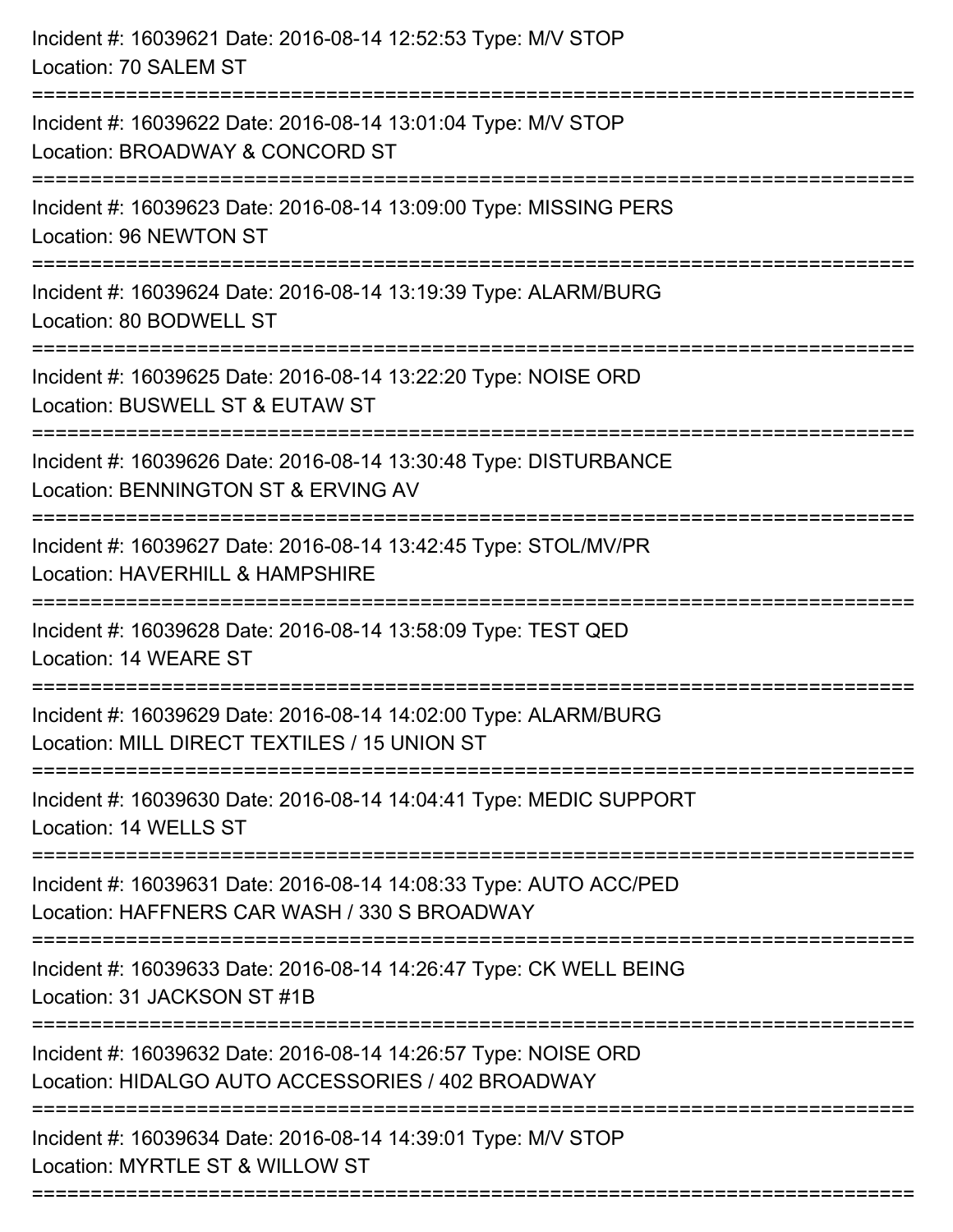Incident #: 16039621 Date: 2016-08-14 12:52:53 Type: M/V STOP
Location: 70 SALEM ST

===========================================================================

Incident #: 16039622 Date: 2016-08-14 13:01:04 Type: M/V STOP
Location: BROADWAY & CONCORD ST

===========================================================================

Incident #: 16039623 Date: 2016-08-14 13:09:00 Type: MISSING PERS
Location: 96 NEWTON ST

===========================================================================

Incident #: 16039624 Date: 2016-08-14 13:19:39 Type: ALARM/BURG
Location: 80 BODWELL ST

===========================================================================

Incident #: 16039625 Date: 2016-08-14 13:22:20 Type: NOISE ORD
Location: BUSWELL ST & EUTAW ST

===========================================================================

Incident #: 16039626 Date: 2016-08-14 13:30:48 Type: DISTURBANCE
Location: BENNINGTON ST & ERVING AV

===========================================================================

Incident #: 16039627 Date: 2016-08-14 13:42:45 Type: STOL/MV/PR
Location: HAVERHILL & HAMPSHIRE

===========================================================================

Incident #: 16039628 Date: 2016-08-14 13:58:09 Type: TEST QED
Location: 14 WEARE ST

===========================================================================

Incident #: 16039629 Date: 2016-08-14 14:02:00 Type: ALARM/BURG
Location: MILL DIRECT TEXTILES / 15 UNION ST

===========================================================================

Incident #: 16039630 Date: 2016-08-14 14:04:41 Type: MEDIC SUPPORT
Location: 14 WELLS ST

===========================================================================

Incident #: 16039631 Date: 2016-08-14 14:08:33 Type: AUTO ACC/PED
Location: HAFFNERS CAR WASH / 330 S BROADWAY

===========================================================================

Incident #: 16039633 Date: 2016-08-14 14:26:47 Type: CK WELL BEING
Location: 31 JACKSON ST #1B

===========================================================================

Incident #: 16039632 Date: 2016-08-14 14:26:57 Type: NOISE ORD
Location: HIDALGO AUTO ACCESSORIES / 402 BROADWAY

===========================================================================

Incident #: 16039634 Date: 2016-08-14 14:39:01 Type: M/V STOP
Location: MYRTLE ST & WILLOW ST

===========================================================================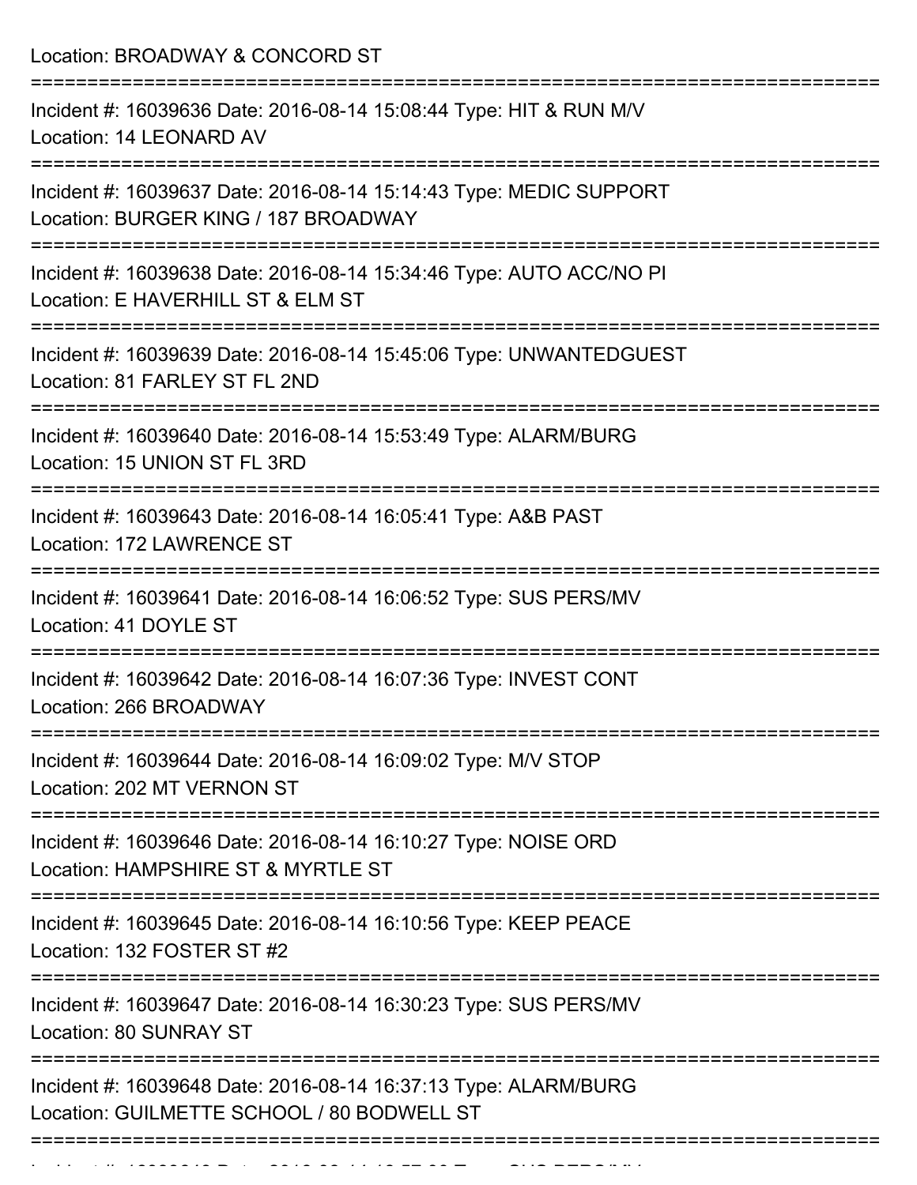Location: BROADWAY & CONCORD ST

===========================================================================

Incident #: 16039636 Date: 2016-08-14 15:08:44 Type: HIT & RUN M/V
Location: 14 LEONARD AV

===========================================================================

Incident #: 16039637 Date: 2016-08-14 15:14:43 Type: MEDIC SUPPORT
Location: BURGER KING / 187 BROADWAY

===========================================================================

Incident #: 16039638 Date: 2016-08-14 15:34:46 Type: AUTO ACC/NO PI
Location: E HAVERHILL ST & ELM ST

===========================================================================

Incident #: 16039639 Date: 2016-08-14 15:45:06 Type: UNWANTEDGUEST
Location: 81 FARLEY ST FL 2ND

===========================================================================

Incident #: 16039640 Date: 2016-08-14 15:53:49 Type: ALARM/BURG
Location: 15 UNION ST FL 3RD

===========================================================================

Incident #: 16039643 Date: 2016-08-14 16:05:41 Type: A&B PAST
Location: 172 LAWRENCE ST

===========================================================================

Incident #: 16039641 Date: 2016-08-14 16:06:52 Type: SUS PERS/MV
Location: 41 DOYLE ST

===========================================================================

Incident #: 16039642 Date: 2016-08-14 16:07:36 Type: INVEST CONT
Location: 266 BROADWAY

===========================================================================

Incident #: 16039644 Date: 2016-08-14 16:09:02 Type: M/V STOP
Location: 202 MT VERNON ST

===========================================================================

Incident #: 16039646 Date: 2016-08-14 16:10:27 Type: NOISE ORD
Location: HAMPSHIRE ST & MYRTLE ST

===========================================================================

Incident #: 16039645 Date: 2016-08-14 16:10:56 Type: KEEP PEACE
Location: 132 FOSTER ST #2

===========================================================================

Incident #: 16039647 Date: 2016-08-14 16:30:23 Type: SUS PERS/MV
Location: 80 SUNRAY ST

===========================================================================

Incident #: 16039648 Date: 2016-08-14 16:37:13 Type: ALARM/BURG
Location: GUILMETTE SCHOOL / 80 BODWELL ST

===========================================================================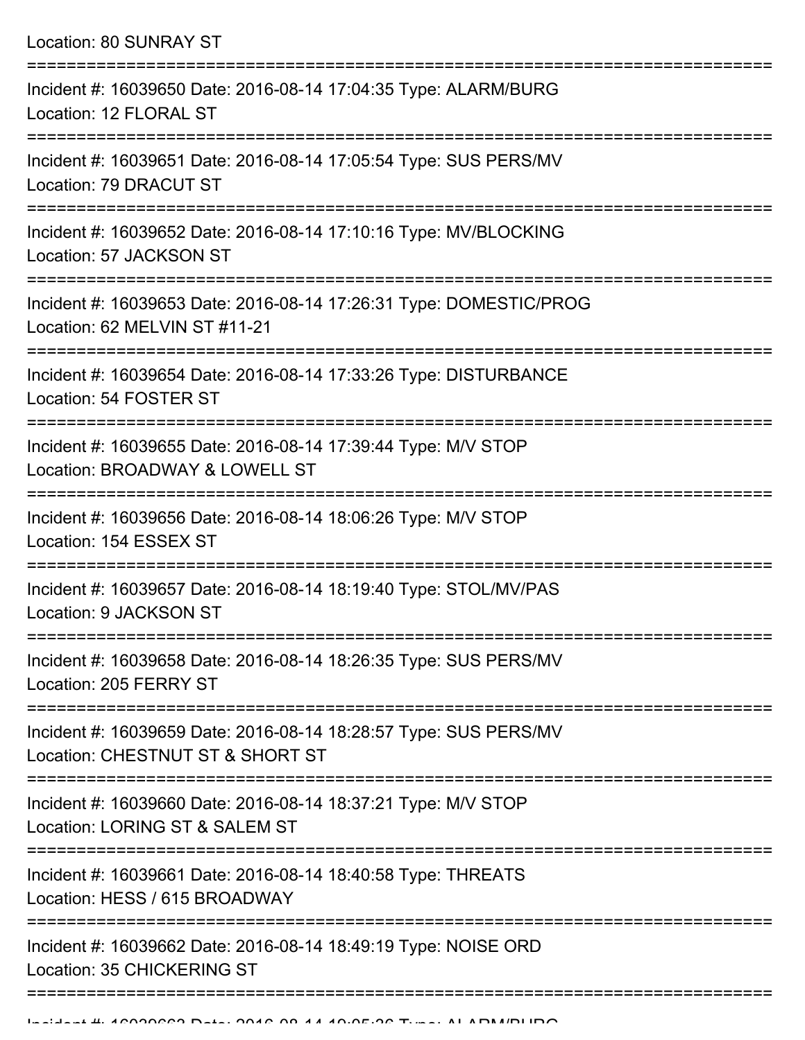Location: 80 SUNRAY ST

===========================================================================

Incident #: 16039650 Date: 2016-08-14 17:04:35 Type: ALARM/BURG
Location: 12 FLORAL ST

===========================================================================

Incident #: 16039651 Date: 2016-08-14 17:05:54 Type: SUS PERS/MV
Location: 79 DRACUT ST

===========================================================================

Incident #: 16039652 Date: 2016-08-14 17:10:16 Type: MV/BLOCKING
Location: 57 JACKSON ST

===========================================================================

Incident #: 16039653 Date: 2016-08-14 17:26:31 Type: DOMESTIC/PROG
Location: 62 MELVIN ST #11-21

===========================================================================

Incident #: 16039654 Date: 2016-08-14 17:33:26 Type: DISTURBANCE
Location: 54 FOSTER ST

===========================================================================

Incident #: 16039655 Date: 2016-08-14 17:39:44 Type: M/V STOP
Location: BROADWAY & LOWELL ST

===========================================================================

Incident #: 16039656 Date: 2016-08-14 18:06:26 Type: M/V STOP
Location: 154 ESSEX ST

===========================================================================

Incident #: 16039657 Date: 2016-08-14 18:19:40 Type: STOL/MV/PAS
Location: 9 JACKSON ST

===========================================================================

Incident #: 16039658 Date: 2016-08-14 18:26:35 Type: SUS PERS/MV
Location: 205 FERRY ST

===========================================================================

Incident #: 16039659 Date: 2016-08-14 18:28:57 Type: SUS PERS/MV
Location: CHESTNUT ST & SHORT ST

===========================================================================

Incident #: 16039660 Date: 2016-08-14 18:37:21 Type: M/V STOP
Location: LORING ST & SALEM ST

===========================================================================

Incident #: 16039661 Date: 2016-08-14 18:40:58 Type: THREATS
Location: HESS / 615 BROADWAY

===========================================================================

Incident #: 16039662 Date: 2016-08-14 18:49:19 Type: NOISE ORD
Location: 35 CHICKERING ST

===========================================================================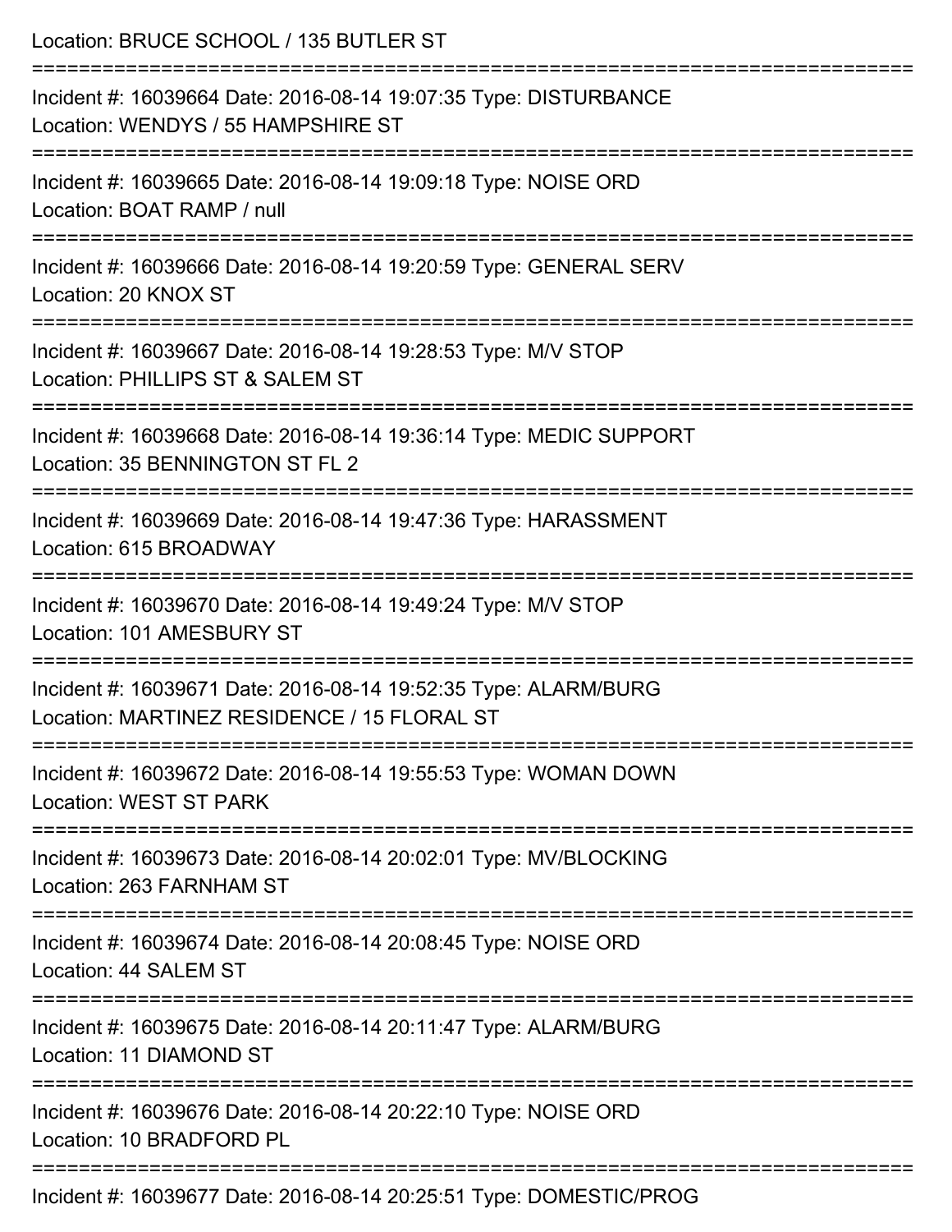Location: BRUCE SCHOOL / 135 BUTLER ST

===========================================================================

Incident #: 16039664 Date: 2016-08-14 19:07:35 Type: DISTURBANCE
Location: WENDYS / 55 HAMPSHIRE ST

===========================================================================

Incident #: 16039665 Date: 2016-08-14 19:09:18 Type: NOISE ORD
Location: BOAT RAMP / null

===========================================================================

Incident #: 16039666 Date: 2016-08-14 19:20:59 Type: GENERAL SERV
Location: 20 KNOX ST

===========================================================================

Incident #: 16039667 Date: 2016-08-14 19:28:53 Type: M/V STOP
Location: PHILLIPS ST & SALEM ST

===========================================================================

Incident #: 16039668 Date: 2016-08-14 19:36:14 Type: MEDIC SUPPORT
Location: 35 BENNINGTON ST FL 2

===========================================================================

Incident #: 16039669 Date: 2016-08-14 19:47:36 Type: HARASSMENT
Location: 615 BROADWAY

===========================================================================

Incident #: 16039670 Date: 2016-08-14 19:49:24 Type: M/V STOP
Location: 101 AMESBURY ST

===========================================================================

Incident #: 16039671 Date: 2016-08-14 19:52:35 Type: ALARM/BURG
Location: MARTINEZ RESIDENCE / 15 FLORAL ST

===========================================================================

Incident #: 16039672 Date: 2016-08-14 19:55:53 Type: WOMAN DOWN
Location: WEST ST PARK

===========================================================================

Incident #: 16039673 Date: 2016-08-14 20:02:01 Type: MV/BLOCKING
Location: 263 FARNHAM ST

===========================================================================

Incident #: 16039674 Date: 2016-08-14 20:08:45 Type: NOISE ORD
Location: 44 SALEM ST

===========================================================================

Incident #: 16039675 Date: 2016-08-14 20:11:47 Type: ALARM/BURG
Location: 11 DIAMOND ST

===========================================================================

Incident #: 16039676 Date: 2016-08-14 20:22:10 Type: NOISE ORD
Location: 10 BRADFORD PL

===========================================================================

Incident #: 16039677 Date: 2016-08-14 20:25:51 Type: DOMESTIC/PROG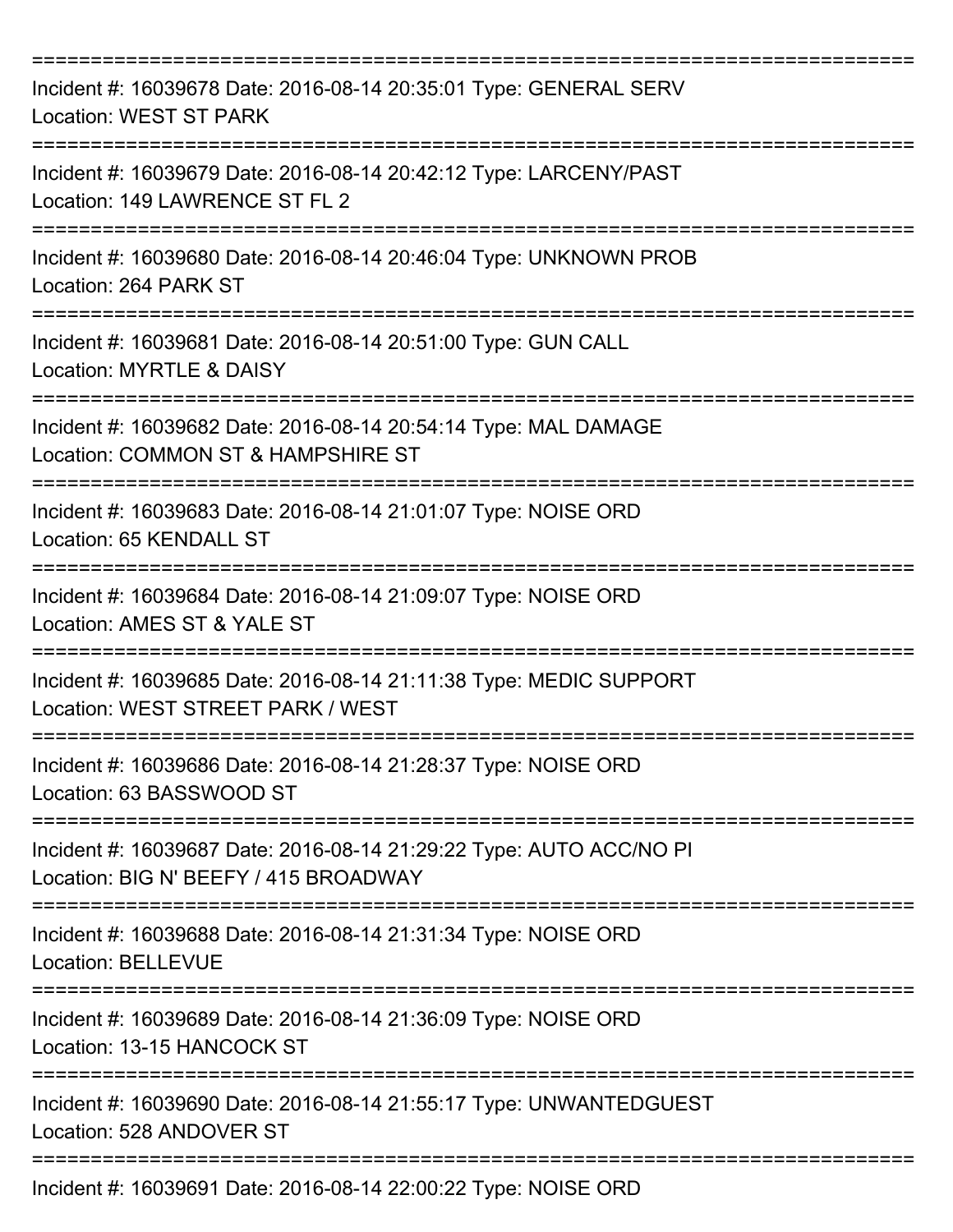===========================================================================

Incident #: 16039678 Date: 2016-08-14 20:35:01 Type: GENERAL SERV
Location: WEST ST PARK

===========================================================================

Incident #: 16039679 Date: 2016-08-14 20:42:12 Type: LARCENY/PAST
Location: 149 LAWRENCE ST FL 2

===========================================================================

Incident #: 16039680 Date: 2016-08-14 20:46:04 Type: UNKNOWN PROB
Location: 264 PARK ST

===========================================================================

Incident #: 16039681 Date: 2016-08-14 20:51:00 Type: GUN CALL
Location: MYRTLE & DAISY

===========================================================================

Incident #: 16039682 Date: 2016-08-14 20:54:14 Type: MAL DAMAGE
Location: COMMON ST & HAMPSHIRE ST

===========================================================================

Incident #: 16039683 Date: 2016-08-14 21:01:07 Type: NOISE ORD
Location: 65 KENDALL ST

===========================================================================

Incident #: 16039684 Date: 2016-08-14 21:09:07 Type: NOISE ORD
Location: AMES ST & YALE ST

===========================================================================

Incident #: 16039685 Date: 2016-08-14 21:11:38 Type: MEDIC SUPPORT
Location: WEST STREET PARK / WEST

===========================================================================

Incident #: 16039686 Date: 2016-08-14 21:28:37 Type: NOISE ORD
Location: 63 BASSWOOD ST

===========================================================================

Incident #: 16039687 Date: 2016-08-14 21:29:22 Type: AUTO ACC/NO PI
Location: BIG N' BEEFY / 415 BROADWAY

===========================================================================

Incident #: 16039688 Date: 2016-08-14 21:31:34 Type: NOISE ORD
Location: BELLEVUE

===========================================================================

Incident #: 16039689 Date: 2016-08-14 21:36:09 Type: NOISE ORD
Location: 13-15 HANCOCK ST

===========================================================================

Incident #: 16039690 Date: 2016-08-14 21:55:17 Type: UNWANTEDGUEST
Location: 528 ANDOVER ST

===========================================================================

Incident #: 16039691 Date: 2016-08-14 22:00:22 Type: NOISE ORD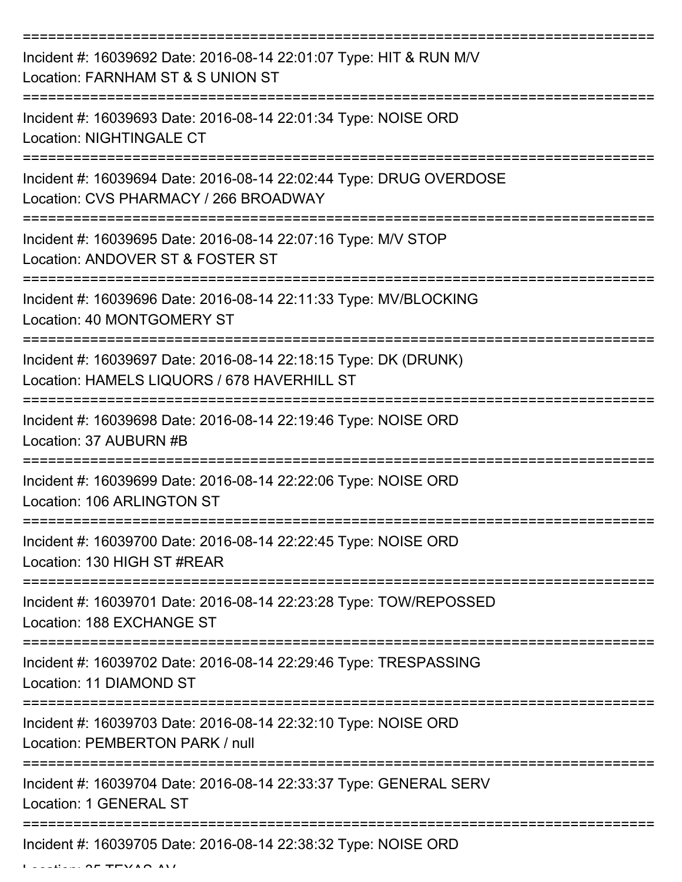===========================================================================

Incident #: 16039692 Date: 2016-08-14 22:01:07 Type: HIT & RUN M/V
Location: FARNHAM ST & S UNION ST

===========================================================================

Incident #: 16039693 Date: 2016-08-14 22:01:34 Type: NOISE ORD
Location: NIGHTINGALE CT

===========================================================================

Incident #: 16039694 Date: 2016-08-14 22:02:44 Type: DRUG OVERDOSE
Location: CVS PHARMACY / 266 BROADWAY

===========================================================================

Incident #: 16039695 Date: 2016-08-14 22:07:16 Type: M/V STOP
Location: ANDOVER ST & FOSTER ST

===========================================================================

Incident #: 16039696 Date: 2016-08-14 22:11:33 Type: MV/BLOCKING
Location: 40 MONTGOMERY ST

===========================================================================

Incident #: 16039697 Date: 2016-08-14 22:18:15 Type: DK (DRUNK)
Location: HAMELS LIQUORS / 678 HAVERHILL ST

===========================================================================

Incident #: 16039698 Date: 2016-08-14 22:19:46 Type: NOISE ORD
Location: 37 AUBURN #B

===========================================================================

Incident #: 16039699 Date: 2016-08-14 22:22:06 Type: NOISE ORD
Location: 106 ARLINGTON ST

===========================================================================

Incident #: 16039700 Date: 2016-08-14 22:22:45 Type: NOISE ORD
Location: 130 HIGH ST #REAR

===========================================================================

Incident #: 16039701 Date: 2016-08-14 22:23:28 Type: TOW/REPOSSED
Location: 188 EXCHANGE ST

===========================================================================

Incident #: 16039702 Date: 2016-08-14 22:29:46 Type: TRESPASSING
Location: 11 DIAMOND ST

===========================================================================

Incident #: 16039703 Date: 2016-08-14 22:32:10 Type: NOISE ORD
Location: PEMBERTON PARK / null

===========================================================================

Incident #: 16039704 Date: 2016-08-14 22:33:37 Type: GENERAL SERV
Location: 1 GENERAL ST

===========================================================================

Incident #: 16039705 Date: 2016-08-14 22:38:32 Type: NOISE ORD
Location: 35 TEXAS AV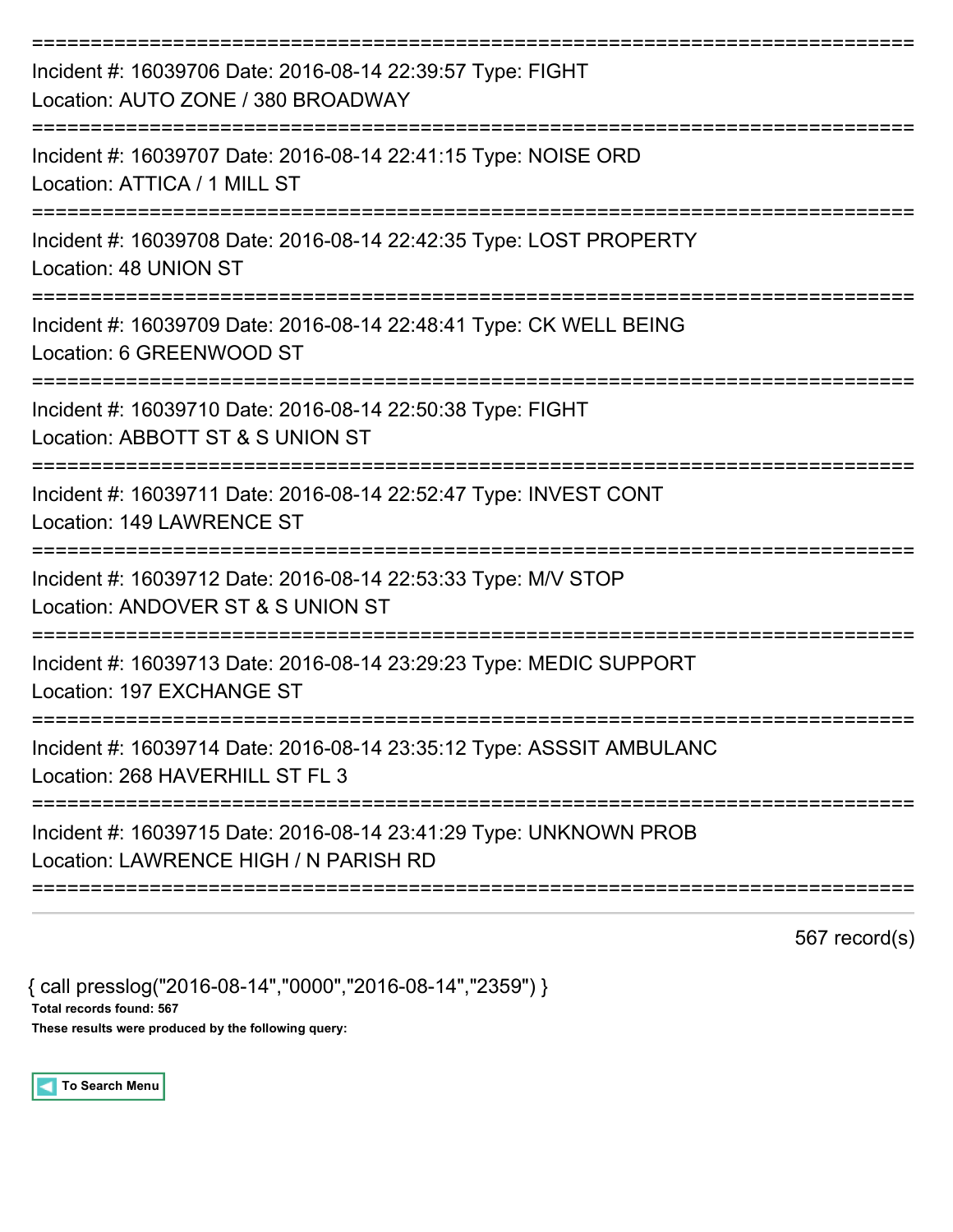===========================================================================

Incident #: 16039706 Date: 2016-08-14 22:39:57 Type: FIGHT
Location: AUTO ZONE / 380 BROADWAY

===========================================================================

Incident #: 16039707 Date: 2016-08-14 22:41:15 Type: NOISE ORD
Location: ATTICA / 1 MILL ST

===========================================================================

Incident #: 16039708 Date: 2016-08-14 22:42:35 Type: LOST PROPERTY
Location: 48 UNION ST

===========================================================================

Incident #: 16039709 Date: 2016-08-14 22:48:41 Type: CK WELL BEING
Location: 6 GREENWOOD ST

===========================================================================

Incident #: 16039710 Date: 2016-08-14 22:50:38 Type: FIGHT
Location: ABBOTT ST & S UNION ST

===========================================================================

Incident #: 16039711 Date: 2016-08-14 22:52:47 Type: INVEST CONT
Location: 149 LAWRENCE ST

===========================================================================

Incident #: 16039712 Date: 2016-08-14 22:53:33 Type: M/V STOP
Location: ANDOVER ST & S UNION ST

===========================================================================

Incident #: 16039713 Date: 2016-08-14 23:29:23 Type: MEDIC SUPPORT
Location: 197 EXCHANGE ST

===========================================================================

Incident #: 16039714 Date: 2016-08-14 23:35:12 Type: ASSSIT AMBULANC
Location: 268 HAVERHILL ST FL 3

===========================================================================

Incident #: 16039715 Date: 2016-08-14 23:41:29 Type: UNKNOWN PROB
Location: LAWRENCE HIGH / N PARISH RD

===========================================================================

567 record(s)

{ call presslog("2016-08-14","0000","2016-08-14","2359") }

**Total records found: 567**

**These results were produced by the following query:**

To Search Menu